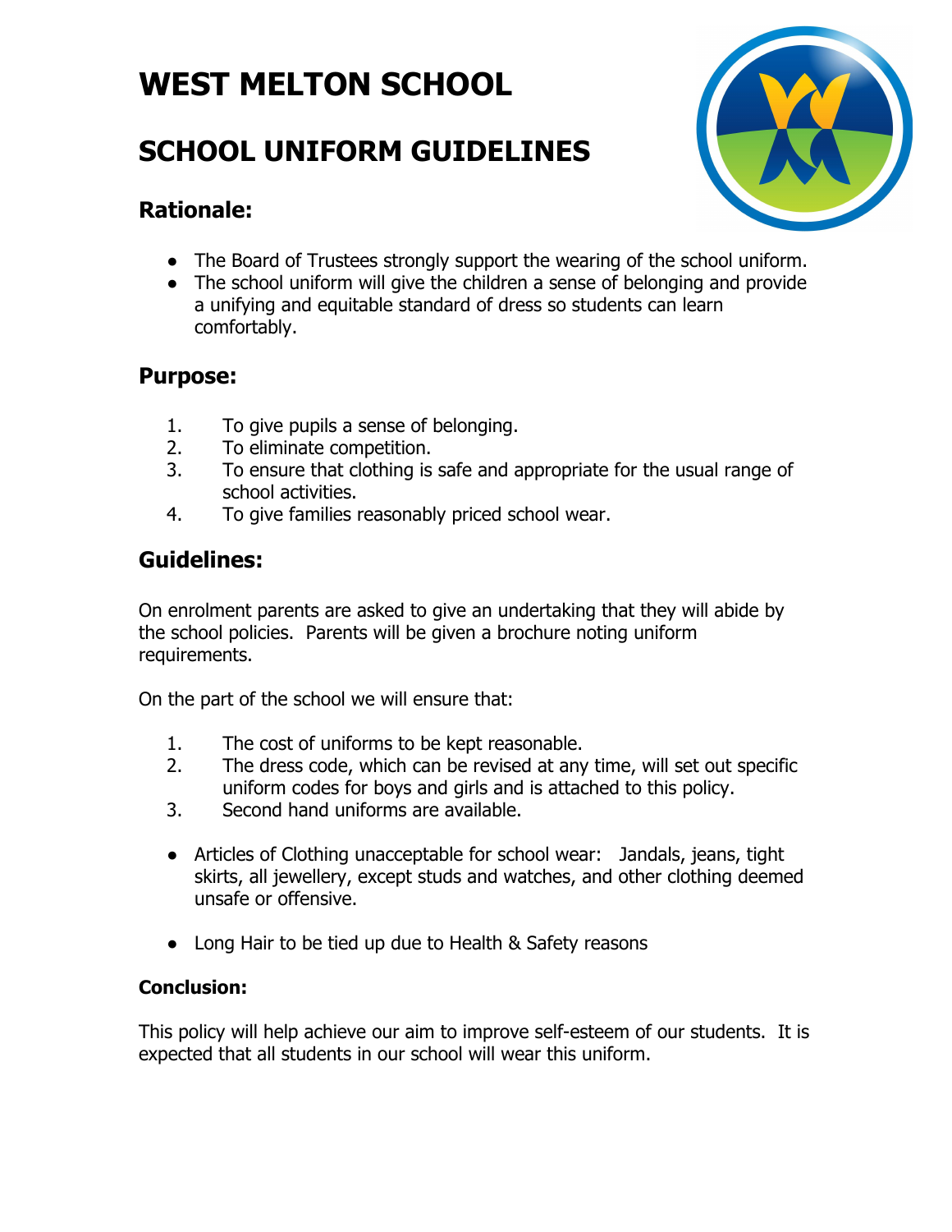# WEST MELTON SCHOOL

## SCHOOL UNIFORM GUIDELINES

### Rationale:

- The Board of Trustees strongly support the wearing of the school uniform.
- The school uniform will give the children a sense of belonging and provide a unifying and equitable standard of dress so students can learn comfortably.

### Purpose:

1. To give pupils a sense of belonging.
2. To eliminate competition.
3. To ensure that clothing is safe and appropriate for the usual range of school activities.
4. To give families reasonably priced school wear.

### Guidelines:

On enrolment parents are asked to give an undertaking that they will abide by the school policies. Parents will be given a brochure noting uniform requirements.

On the part of the school we will ensure that:

1. The cost of uniforms to be kept reasonable.
2. The dress code, which can be revised at any time, will set out specific uniform codes for boys and girls and is attached to this policy.
3. Second hand uniforms are available.

- Articles of Clothing unacceptable for school wear: Jandals, jeans, tight skirts, all jewellery, except studs and watches, and other clothing deemed unsafe or offensive.

- Long Hair to be tied up due to Health & Safety reasons

**Conclusion:**

This policy will help achieve our aim to improve self-esteem of our students. It is expected that all students in our school will wear this uniform.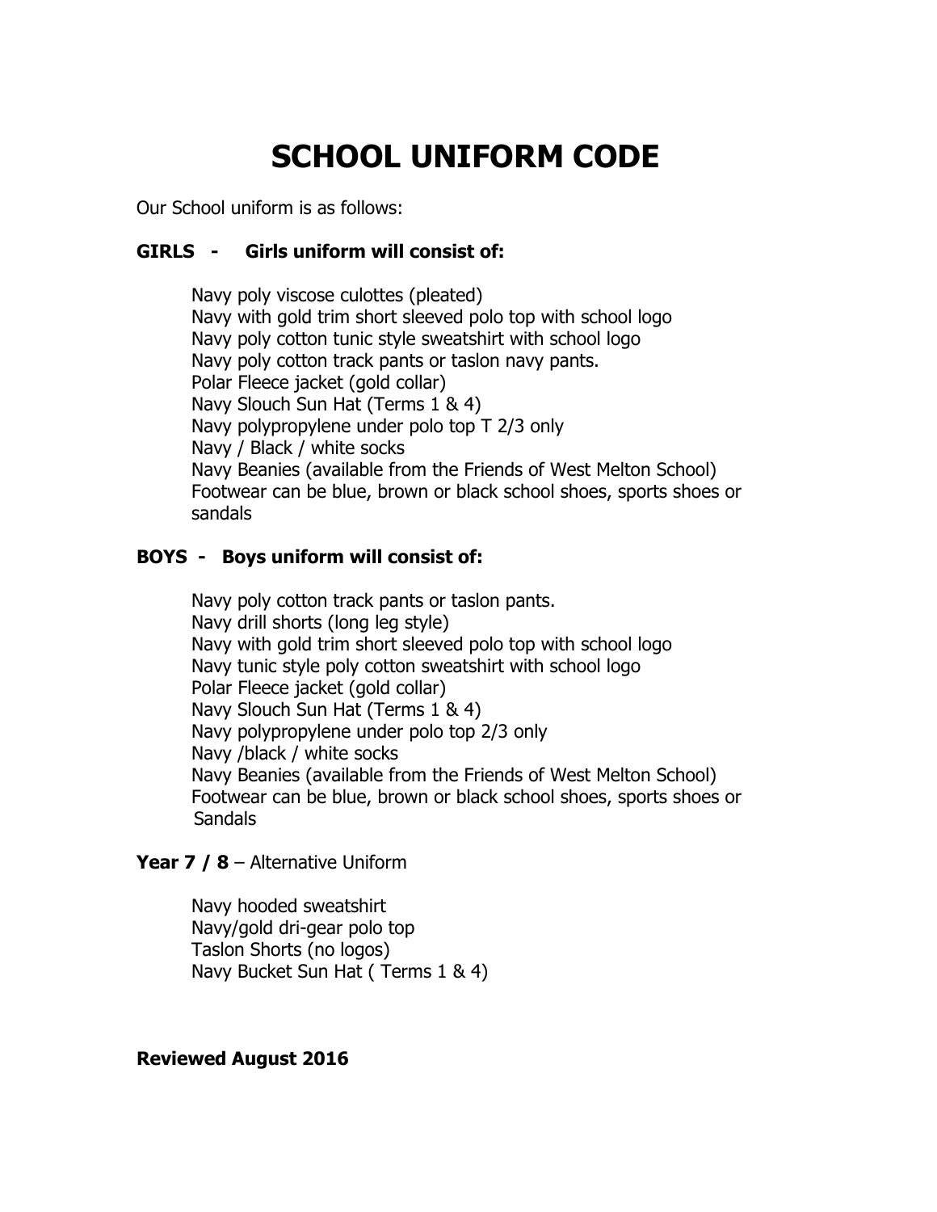# SCHOOL UNIFORM CODE

Our School uniform is as follows:

**GIRLS - Girls uniform will consist of:**

Navy poly viscose culottes (pleated)
Navy with gold trim short sleeved polo top with school logo
Navy poly cotton tunic style sweatshirt with school logo
Navy poly cotton track pants or taslon navy pants.
Polar Fleece jacket (gold collar)
Navy Slouch Sun Hat (Terms 1 & 4)
Navy polypropylene under polo top T 2/3 only
Navy / Black / white socks
Navy Beanies (available from the Friends of West Melton School)
Footwear can be blue, brown or black school shoes, sports shoes or sandals

**BOYS - Boys uniform will consist of:**

Navy poly cotton track pants or taslon pants.
Navy drill shorts (long leg style)
Navy with gold trim short sleeved polo top with school logo
Navy tunic style poly cotton sweatshirt with school logo
Polar Fleece jacket (gold collar)
Navy Slouch Sun Hat (Terms 1 & 4)
Navy polypropylene under polo top 2/3 only
Navy /black / white socks
Navy Beanies (available from the Friends of West Melton School)
Footwear can be blue, brown or black school shoes, sports shoes or Sandals

**Year 7 / 8** – Alternative Uniform

Navy hooded sweatshirt
Navy/gold dri-gear polo top
Taslon Shorts (no logos)
Navy Bucket Sun Hat ( Terms 1 & 4)

**Reviewed August 2016**